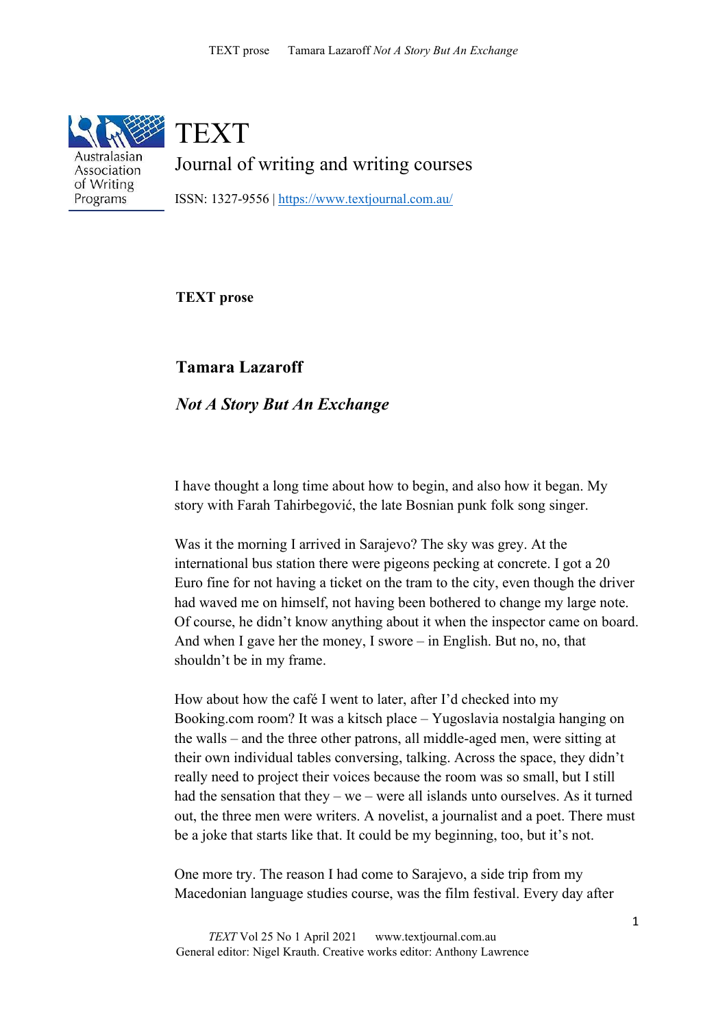# TEXT

## Journal of writing and writing courses

ISSN: 1327-9556 | https://www.textjournal.com.au/

**TEXT prose**

### Tamara Lazaroff

### *Not A Story But An Exchange*

I have thought a long time about how to begin, and also how it began. My story with Farah Tahirbegović, the late Bosnian punk folk song singer.

Was it the morning I arrived in Sarajevo? The sky was grey. At the international bus station there were pigeons pecking at concrete. I got a 20 Euro fine for not having a ticket on the tram to the city, even though the driver had waved me on himself, not having been bothered to change my large note. Of course, he didn't know anything about it when the inspector came on board. And when I gave her the money, I swore – in English. But no, no, that shouldn't be in my frame.

How about how the café I went to later, after I'd checked into my Booking.com room? It was a kitsch place – Yugoslavia nostalgia hanging on the walls – and the three other patrons, all middle-aged men, were sitting at their own individual tables conversing, talking. Across the space, they didn't really need to project their voices because the room was so small, but I still had the sensation that they – we – were all islands unto ourselves. As it turned out, the three men were writers. A novelist, a journalist and a poet. There must be a joke that starts like that. It could be my beginning, too, but it's not.

One more try. The reason I had come to Sarajevo, a side trip from my Macedonian language studies course, was the film festival. Every day after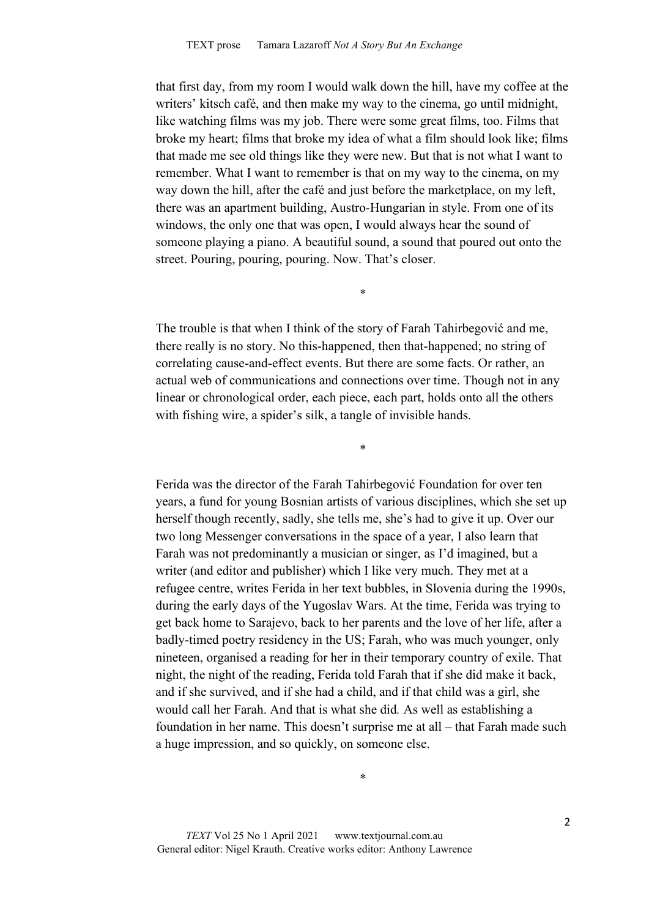that first day, from my room I would walk down the hill, have my coffee at the writers' kitsch café, and then make my way to the cinema, go until midnight, like watching films was my job. There were some great films, too. Films that broke my heart; films that broke my idea of what a film should look like; films that made me see old things like they were new. But that is not what I want to remember. What I want to remember is that on my way to the cinema, on my way down the hill, after the café and just before the marketplace, on my left, there was an apartment building, Austro-Hungarian in style. From one of its windows, the only one that was open, I would always hear the sound of someone playing a piano. A beautiful sound, a sound that poured out onto the street. Pouring, pouring, pouring. Now. That's closer.

*

The trouble is that when I think of the story of Farah Tahirbegović and me, there really is no story. No this-happened, then that-happened; no string of correlating cause-and-effect events. But there are some facts. Or rather, an actual web of communications and connections over time. Though not in any linear or chronological order, each piece, each part, holds onto all the others with fishing wire, a spider's silk, a tangle of invisible hands.

*

Ferida was the director of the Farah Tahirbegović Foundation for over ten years, a fund for young Bosnian artists of various disciplines, which she set up herself though recently, sadly, she tells me, she's had to give it up. Over our two long Messenger conversations in the space of a year, I also learn that Farah was not predominantly a musician or singer, as I'd imagined, but a writer (and editor and publisher) which I like very much. They met at a refugee centre, writes Ferida in her text bubbles, in Slovenia during the 1990s, during the early days of the Yugoslav Wars. At the time, Ferida was trying to get back home to Sarajevo, back to her parents and the love of her life, after a badly-timed poetry residency in the US; Farah, who was much younger, only nineteen, organised a reading for her in their temporary country of exile. That night, the night of the reading, Ferida told Farah that if she did make it back, and if she survived, and if she had a child, and if that child was a girl, she would call her Farah. And that is what she did. As well as establishing a foundation in her name. This doesn't surprise me at all – that Farah made such a huge impression, and so quickly, on someone else.

*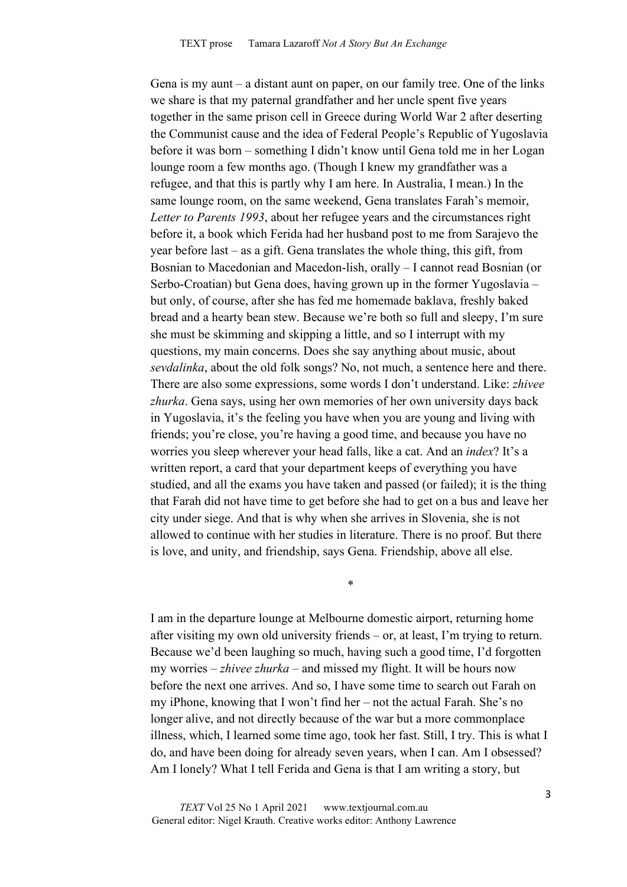Gena is my aunt – a distant aunt on paper, on our family tree. One of the links we share is that my paternal grandfather and her uncle spent five years together in the same prison cell in Greece during World War 2 after deserting the Communist cause and the idea of Federal People's Republic of Yugoslavia before it was born – something I didn't know until Gena told me in her Logan lounge room a few months ago. (Though I knew my grandfather was a refugee, and that this is partly why I am here. In Australia, I mean.) In the same lounge room, on the same weekend, Gena translates Farah's memoir, *Letter to Parents 1993*, about her refugee years and the circumstances right before it, a book which Ferida had her husband post to me from Sarajevo the year before last – as a gift. Gena translates the whole thing, this gift, from Bosnian to Macedonian and Macedon-lish, orally – I cannot read Bosnian (or Serbo-Croatian) but Gena does, having grown up in the former Yugoslavia – but only, of course, after she has fed me homemade baklava, freshly baked bread and a hearty bean stew. Because we're both so full and sleepy, I'm sure she must be skimming and skipping a little, and so I interrupt with my questions, my main concerns. Does she say anything about music, about *sevdalinka*, about the old folk songs? No, not much, a sentence here and there. There are also some expressions, some words I don't understand. Like: *zhivee zhurka*. Gena says, using her memories of her own university days back in Yugoslavia, it's the feeling you have when you are young and living with friends; you're close, you're having a good time, and because you have no worries you sleep wherever your head falls, like a cat. And an *index*? It's a written report, a card that your department keeps of everything you have studied, and all the exams you have taken and passed (or failed); it is the thing that Farah did not have time to get before she had to get on a bus and leave her city under siege. And that is why when she arrives in Slovenia, she is not allowed to continue with her studies in literature. There is no proof. But there is love, and unity, and friendship, says Gena. Friendship, above all else.

*

I am in the departure lounge at Melbourne domestic airport, returning home after visiting my own old university friends – or, at least, I'm trying to return. Because we'd been laughing so much, having such a good time, I'd forgotten my worries – *zhivee zhurka* – and missed my flight. It will be hours now before the next one arrives. And so, I have some time to search out Farah on my iPhone, knowing that I won't find her – not the actual Farah. She's no longer alive, and not directly because of the war but a more commonplace illness, which, I learned some time ago, took her fast. Still, I try. This is what I do, and have been doing for already seven years, when I can. Am I obsessed? Am I lonely? What I tell Ferida and Gena is that I am writing a story, but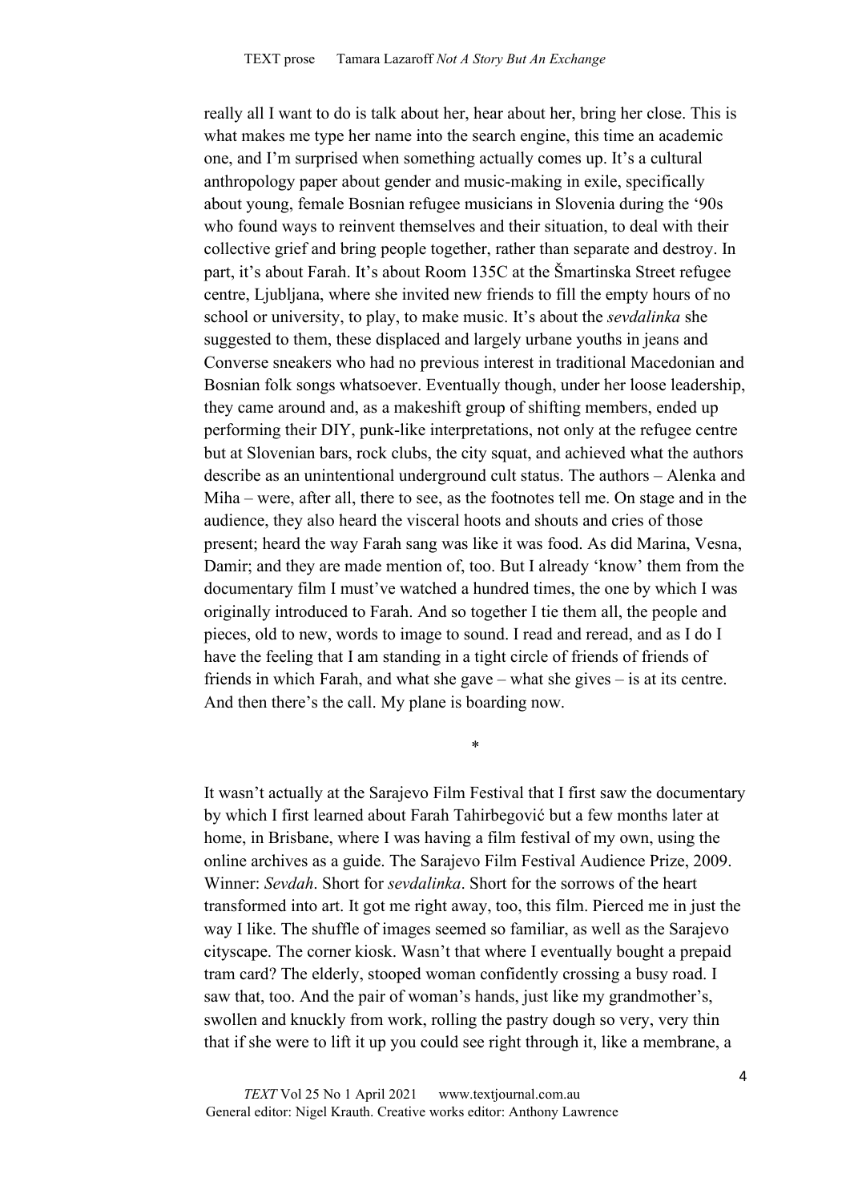really all I want to do is talk about her, hear about her, bring her close. This is what makes me type her name into the search engine, this time an academic one, and I'm surprised when something actually comes up. It's a cultural anthropology paper about gender and music-making in exile, specifically about young, female Bosnian refugee musicians in Slovenia during the '90s who found ways to reinvent themselves and their situation, to deal with their collective grief and bring people together, rather than separate and destroy. In part, it's about Farah. It's about Room 135C at the Šmartinska Street refugee centre, Ljubljana, where she invited new friends to fill the empty hours of no school or university, to play, to make music. It's about the *sevdalinka* she suggested to them, these displaced and largely urbane youths in jeans and Converse sneakers who had no previous interest in traditional Macedonian and Bosnian folk songs whatsoever. Eventually though, under her loose leadership, they came around and, as a makeshift group of shifting members, ended up performing their DIY, punk-like interpretations, not only at the refugee centre but at Slovenian bars, rock clubs, the city squat, and achieved what the authors describe as an unintentional underground cult status. The authors – Alenka and Miha – were, after all, there to see, as the footnotes tell me. On stage and in the audience, they also heard the visceral hoots and shouts and cries of those present; heard the way Farah sang was like it was food. As did Marina, Vesna, Damir; and they are made mention of, too. But I already 'know' them from the documentary film I must've watched a hundred times, the one by which I was originally introduced to Farah. And so together I tie them all, the people and pieces, old to new, words to image to sound. I read and reread, and as I do I have the feeling that I am standing in a tight circle of friends of friends of friends in which Farah, and what she gave – what she gives – is at its centre. And then there's the call. My plane is boarding now.

*

It wasn't actually at the Sarajevo Film Festival that I first saw the documentary by which I first learned about Farah Tahirbegović but a few months later at home, in Brisbane, where I was having a film festival of my own, using the online archives as a guide. The Sarajevo Film Festival Audience Prize, 2009. Winner: *Sevdah*. Short for *sevdalinka*. Short for the sorrows of the heart transformed into art. It got me right away, too, this film. Pierced me in just the way I like. The shuffle of images seemed so familiar, as well as the Sarajevo cityscape. The corner kiosk. Wasn't that where I eventually bought a prepaid tram card? The elderly, stooped woman confidently crossing a busy road. I saw that, too. And the pair of woman's hands, just like my grandmother's, swollen and knuckly from work, rolling the pastry dough so very, very thin that if she were to lift it up you could see right through it, like a membrane, a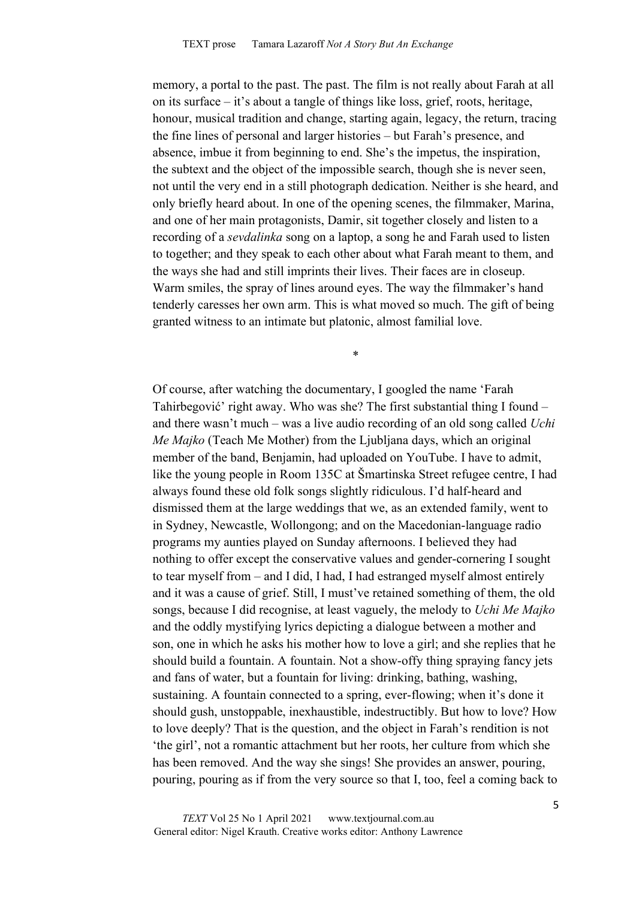memory, a portal to the past. The past. The film is not really about Farah at all on its surface – it's about a tangle of things like loss, grief, roots, heritage, honour, musical tradition and change, starting again, legacy, the return, tracing the fine lines of personal and larger histories – but Farah's presence, and absence, imbue it from beginning to end. She's the impetus, the inspiration, the subtext and the object of the impossible search, though she is never seen, not until the very end in a still photograph dedication. Neither is she heard, and only briefly heard about. In one of the opening scenes, the filmmaker, Marina, and one of her main protagonists, Damir, sit together closely and listen to a recording of a *sevdalinka* song on a laptop, a song he and Farah used to listen to together; and they speak to each other about what Farah meant to them, and the ways she had and still imprints their lives. Their faces are in closeup. Warm smiles, the spray of lines around eyes. The way the filmmaker's hand tenderly caresses her own arm. This is what moved so much. The gift of being granted witness to an intimate but platonic, almost familial love.

*

Of course, after watching the documentary, I googled the name 'Farah Tahirbegović' right away. Who was she? The first substantial thing I found – and there wasn't much – was a live audio recording of an old song called *Uchi Me Majko* (Teach Me Mother) from the Ljubljana days, which an original member of the band, Benjamin, had uploaded on YouTube. I have to admit, like the young people in Room 135C at Šmartinska Street refugee centre, I had always found these old folk songs slightly ridiculous. I'd half-heard and dismissed them at the large weddings that we, as an extended family, went to in Sydney, Newcastle, Wollongong; and on the Macedonian-language radio programs my aunties played on Sunday afternoons. I believed they had nothing to offer except the conservative values and gender-cornering I sought to tear myself from – and I did, I had, I had estranged myself almost entirely and it was a cause of grief. Still, I must've retained something of them, the old songs, because I did recognise, at least vaguely, the melody to *Uchi Me Majko* and the oddly mystifying lyrics depicting a dialogue between a mother and son, one in which he asks his mother how to love a girl; and she replies that he should build a fountain. A fountain. Not a show-offy thing spraying fancy jets and fans of water, but a fountain for living: drinking, bathing, washing, sustaining. A fountain connected to a spring, ever-flowing; when it's done it should gush, unstoppable, inexhaustible, indestructibly. But how to love? How to love deeply? That is the question, and the object in Farah's rendition is not 'the girl', not a romantic attachment but her roots, her culture from which she has been removed. And the way she sings! She provides an answer, pouring, pouring, pouring as if from the very source so that I, too, feel a coming back to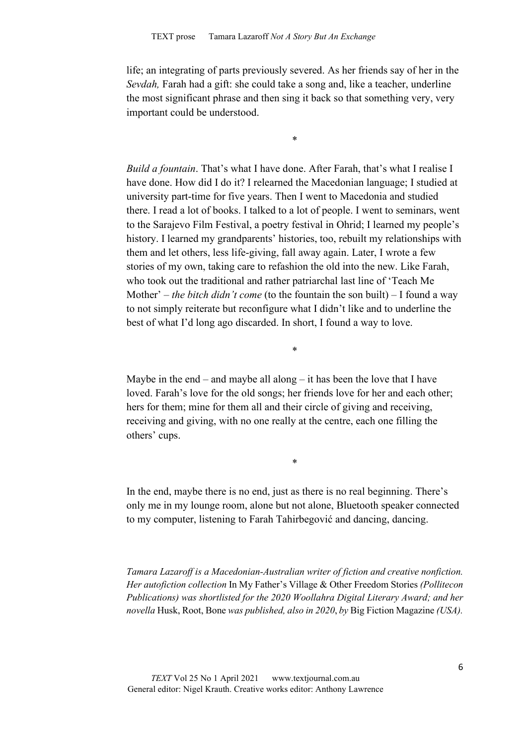life; an integrating of parts previously severed. As her friends say of her in the *Sevdah,* Farah had a gift: she could take a song and, like a teacher, underline the most significant phrase and then sing it back so that something very, very important could be understood.

*

*Build a fountain*. That's what I have done. After Farah, that's what I realise I have done. How did I do it? I relearned the Macedonian language; I studied at university part-time for five years. Then I went to Macedonia and studied there. I read a lot of books. I talked to a lot of people. I went to seminars, went to the Sarajevo Film Festival, a poetry festival in Ohrid; I learned my people's history. I learned my grandparents' histories, too, rebuilt my relationships with them and let others, less life-giving, fall away again. Later, I wrote a few stories of my own, taking care to refashion the old into the new. Like Farah, who took out the traditional and rather patriarchal last line of 'Teach Me Mother' – *the bitch didn't come* (to the fountain the son built) – I found a way to not simply reiterate but reconfigure what I didn't like and to underline the best of what I'd long ago discarded. In short, I found a way to love.

*

Maybe in the end – and maybe all along – it has been the love that I have loved. Farah's love for the old songs; her friends love for her and each other; hers for them; mine for them all and their circle of giving and receiving, receiving and giving, with no one really at the centre, each one filling the others' cups.

*

In the end, maybe there is no end, just as there is no real beginning. There's only me in my lounge room, alone but not alone, Bluetooth speaker connected to my computer, listening to Farah Tahirbegović and dancing, dancing.

*Tamara Lazaroff is a Macedonian-Australian writer of fiction and creative nonfiction. Her autofiction collection* In My Father's Village & Other Freedom Stories *(Pollitecon Publications) was shortlisted for the 2020 Woollahra Digital Literary Award; and her novella* Husk, Root, Bone *was published, also in 2020*, *by* Big Fiction Magazine *(USA).*